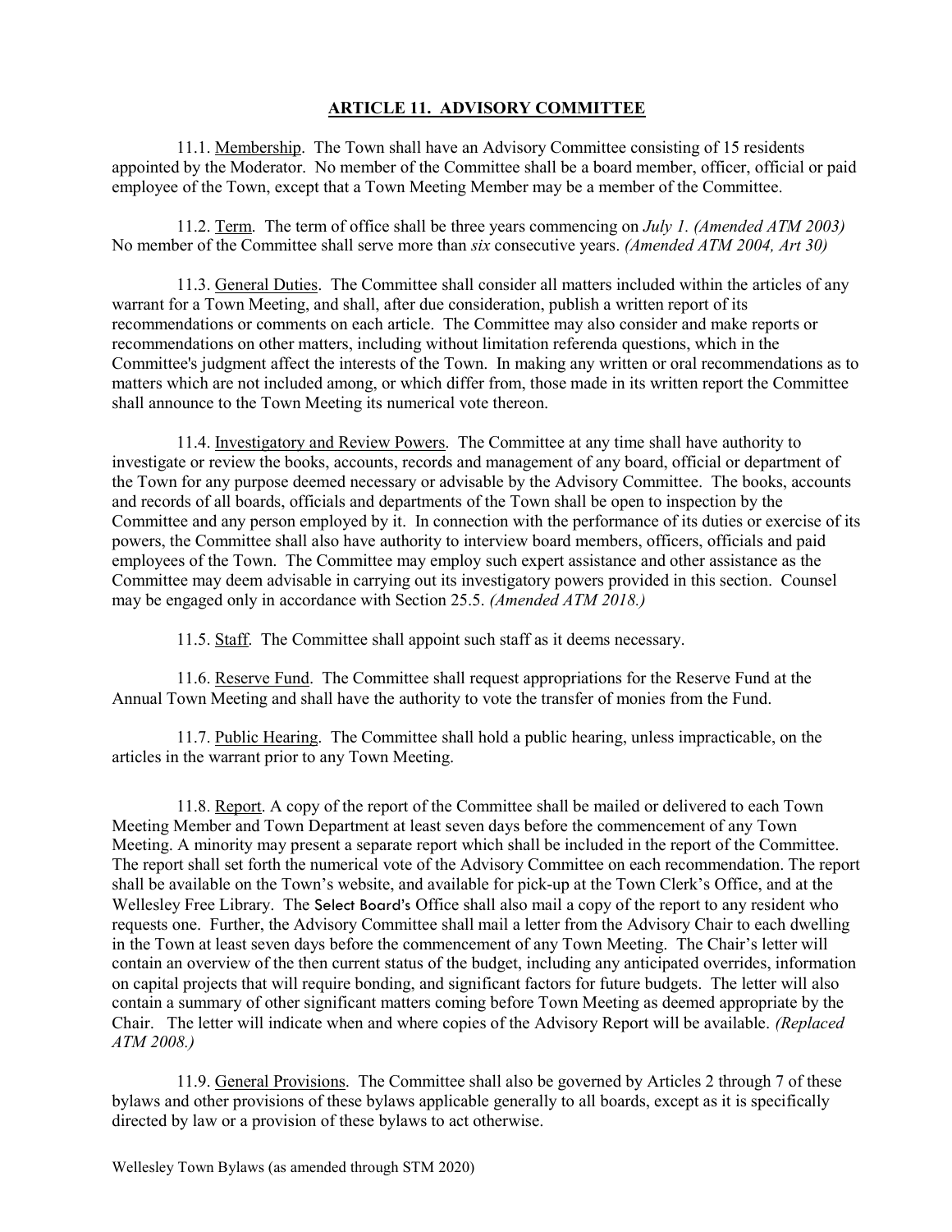## **ARTICLE 11. ADVISORY COMMITTEE**

11.1. <u>Membership</u>. The Town shall have an Advisory Committee consisting of 15 residents appointed by the Moderator. No member of the Committee shall be a board member, officer, official or paid employee of the Town, except that a Town Meeting Member may be a member of the Committee.

11.2. <u>Term</u>. The term of office shall be three years commencing on *July 1. (Amended ATM 2003)* No member of the Committee shall serve more than *six* consecutive years. *(Amended ATM 2004, Art 30)*

11.3. <u>General Duties</u>. The Committee shall consider all matters included within the articles of any warrant for a Town Meeting, and shall, after due consideration, publish a written report of its recommendations or comments on each article. The Committee may also consider and make reports or recommendations on other matters, including without limitation referenda questions, which in the Committee's judgment affect the interests of the Town. In making any written or oral recommendations as to matters which are not included among, or which differ from, those made in its written report the Committee shall announce to the Town Meeting its numerical vote thereon.

11.4. <u>Investigatory and Review Powers</u>. The Committee at any time shall have authority to investigate or review the books, accounts, records and management of any board, official or department of the Town for any purpose deemed necessary or advisable by the Advisory Committee. The books, accounts and records of all boards, officials and departments of the Town shall be open to inspection by the Committee and any person employed by it. In connection with the performance of its duties or exercise of its powers, the Committee shall also have authority to interview board members, officers, officials and paid employees of the Town. The Committee may employ such expert assistance and other assistance as the Committee may deem advisable in carrying out its investigatory powers provided in this section. Counsel may be engaged only in accordance with Section 25.5. *(Amended ATM 2018.)*

11.5. <u>Staff</u>. The Committee shall appoint such staff as it deems necessary.

11.6. <u>Reserve Fund</u>. The Committee shall request appropriations for the Reserve Fund at the Annual Town Meeting and shall have the authority to vote the transfer of monies from the Fund.

11.7. <u>Public Hearing</u>. The Committee shall hold a public hearing, unless impracticable, on the articles in the warrant prior to any Town Meeting.

11.8. <u>Report</u>. A copy of the report of the Committee shall be mailed or delivered to each Town Meeting Member and Town Department at least seven days before the commencement of any Town Meeting. A minority may present a separate report which shall be included in the report of the Committee. The report shall set forth the numerical vote of the Advisory Committee on each recommendation. The report shall be available on the Town's website, and available for pick-up at the Town Clerk's Office, and at the Wellesley Free Library. The Select Board's Office shall also mail a copy of the report to any resident who requests one. Further, the Advisory Committee shall mail a letter from the Advisory Chair to each dwelling in the Town at least seven days before the commencement of any Town Meeting. The Chair's letter will contain an overview of the then current status of the budget, including any anticipated overrides, information on capital projects that will require bonding, and significant factors for future budgets. The letter will also contain a summary of other significant matters coming before Town Meeting as deemed appropriate by the Chair. The letter will indicate when and where copies of the Advisory Report will be available. *(Replaced ATM 2008.)*

11.9. <u>General Provisions</u>. The Committee shall also be governed by Articles 2 through 7 of these bylaws and other provisions of these bylaws applicable generally to all boards, except as it is specifically directed by law or a provision of these bylaws to act otherwise.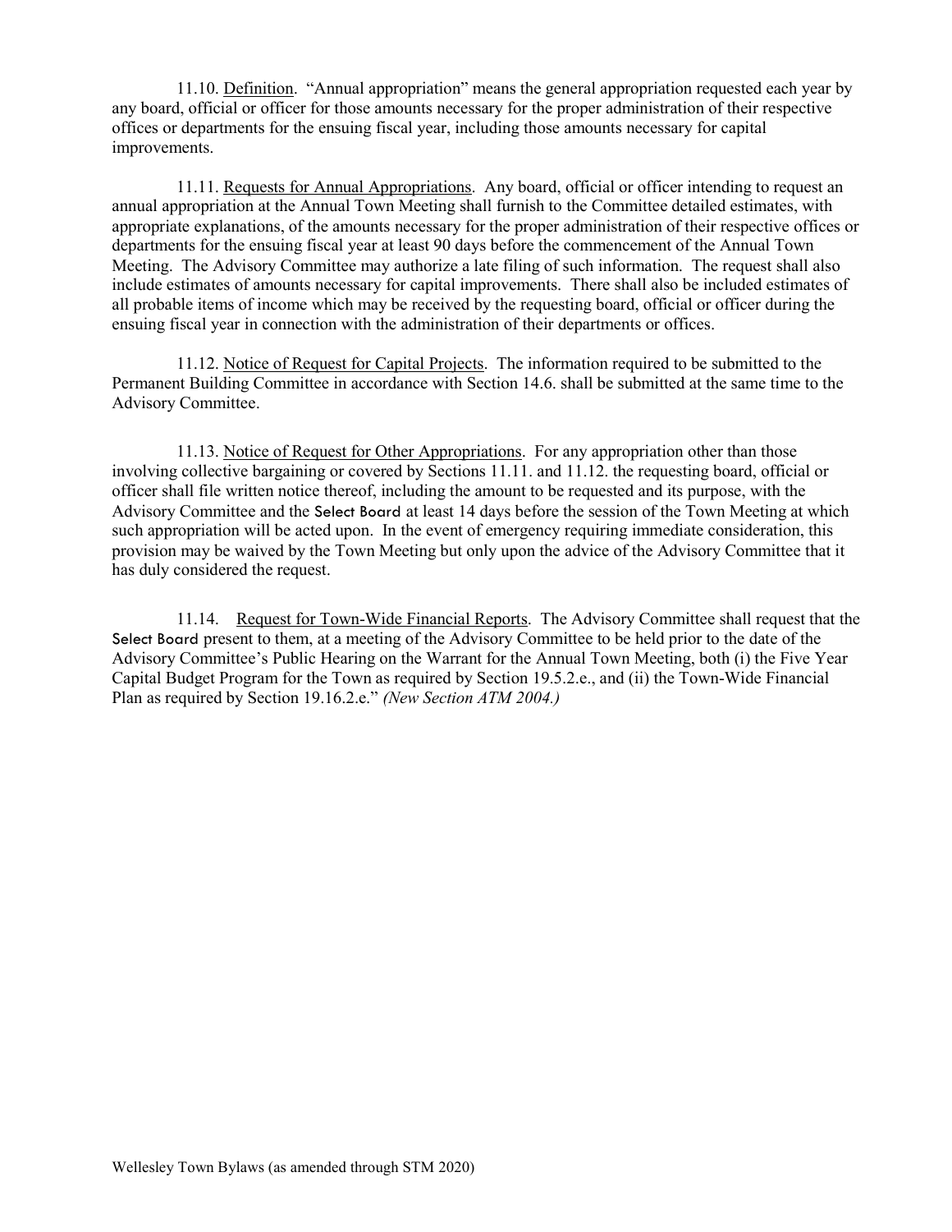11.10. Definition. "Annual appropriation" means the general appropriation requested each year by any board, official or officer for those amounts necessary for the proper administration of their respective offices or departments for the ensuing fiscal year, including those amounts necessary for capital improvements.

11.11. Requests for Annual Appropriations. Any board, official or officer intending to request an annual appropriation at the Annual Town Meeting shall furnish to the Committee detailed estimates, with appropriate explanations, of the amounts necessary for the proper administration of their respective offices or departments for the ensuing fiscal year at least 90 days before the commencement of the Annual Town Meeting. The Advisory Committee may authorize a late filing of such information. The request shall also include estimates of amounts necessary for capital improvements. There shall also be included estimates of all probable items of income which may be received by the requesting board, official or officer during the ensuing fiscal year in connection with the administration of their departments or offices.

11.12. Notice of Request for Capital Projects. The information required to be submitted to the Permanent Building Committee in accordance with Section 14.6. shall be submitted at the same time to the Advisory Committee.

11.13. Notice of Request for Other Appropriations. For any appropriation other than those involving collective bargaining or covered by Sections 11.11. and 11.12. the requesting board, official or officer shall file written notice thereof, including the amount to be requested and its purpose, with the Advisory Committee and the Select Board at least 14 days before the session of the Town Meeting at which such appropriation will be acted upon. In the event of emergency requiring immediate consideration, this provision may be waived by the Town Meeting but only upon the advice of the Advisory Committee that it has duly considered the request.

11.14. Request for Town-Wide Financial Reports. The Advisory Committee shall request that the Select Board present to them, at a meeting of the Advisory Committee to be held prior to the date of the Advisory Committee's Public Hearing on the Warrant for the Annual Town Meeting, both (i) the Five Year Capital Budget Program for the Town as required by Section 19.5.2.e., and (ii) the Town-Wide Financial Plan as required by Section 19.16.2.e." *(New Section ATM 2004.)*